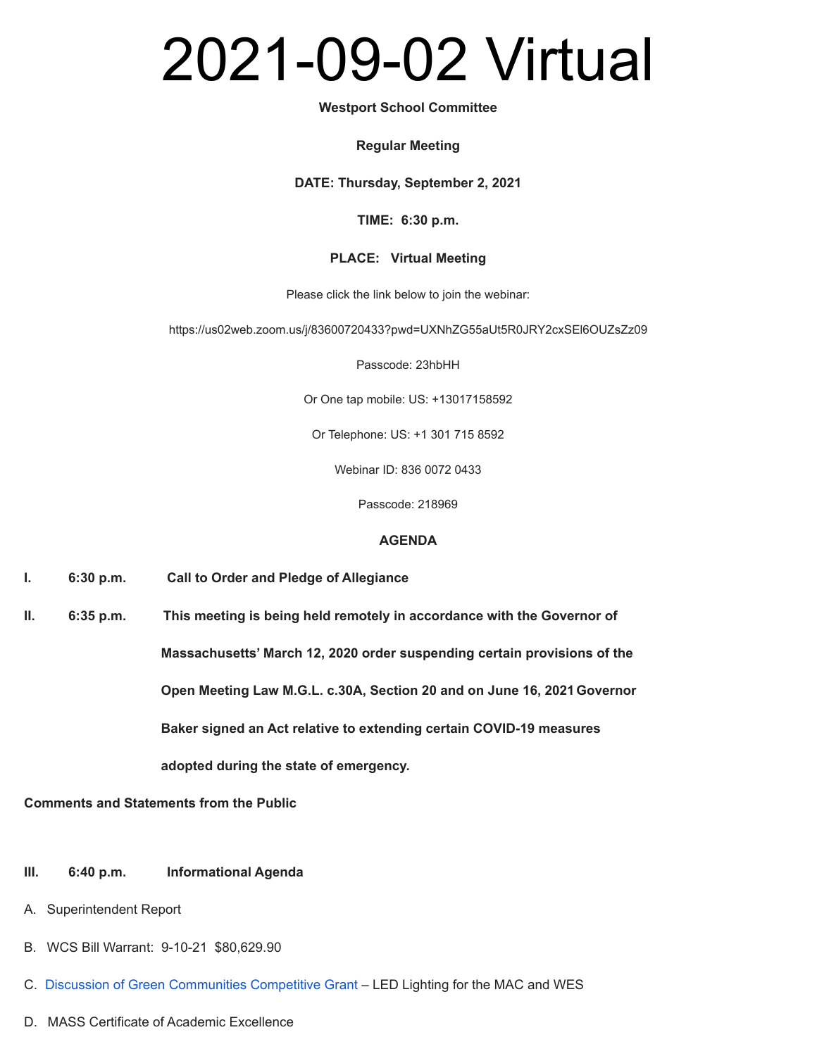# 2021-09-02 Virtual

**Westport School Committee**

**Regular Meeting**

**DATE: Thursday, September 2, 2021**

**TIME: 6:30 p.m.**

**PLACE: Virtual Meeting**

Please click the link below to join the webinar:

https://us02web.zoom.us/j/83600720433?pwd=UXNhZG55aUt5R0JRY2cxSEl6OUZsZz09

Passcode: 23hbHH

Or One tap mobile: US: +13017158592

Or Telephone: US: +1 301 715 8592

Webinar ID: 836 0072 0433

Passcode: 218969

**AGENDA**

**I. 6:30 p.m. Call to Order and Pledge of Allegiance**

**II. 6:35 p.m. This meeting is being held remotely in accordance with the Governor of Massachusetts' March 12, 2020 order suspending certain provisions of the Open Meeting Law M.G.L. c.30A, Section 20 and on June 16, 2021 Governor Baker signed an Act relative to extending certain COVID-19 measures adopted during the state of emergency.**

**Comments and Statements from the Public**

**III. 6:40 p.m. Informational Agenda**

A. Superintendent Report

B. WCS Bill Warrant: 9-10-21 $80,629.90

C. Discussion of Green Communities Competitive Grant – LED Lighting for the MAC and WES

D. MASS Certificate of Academic Excellence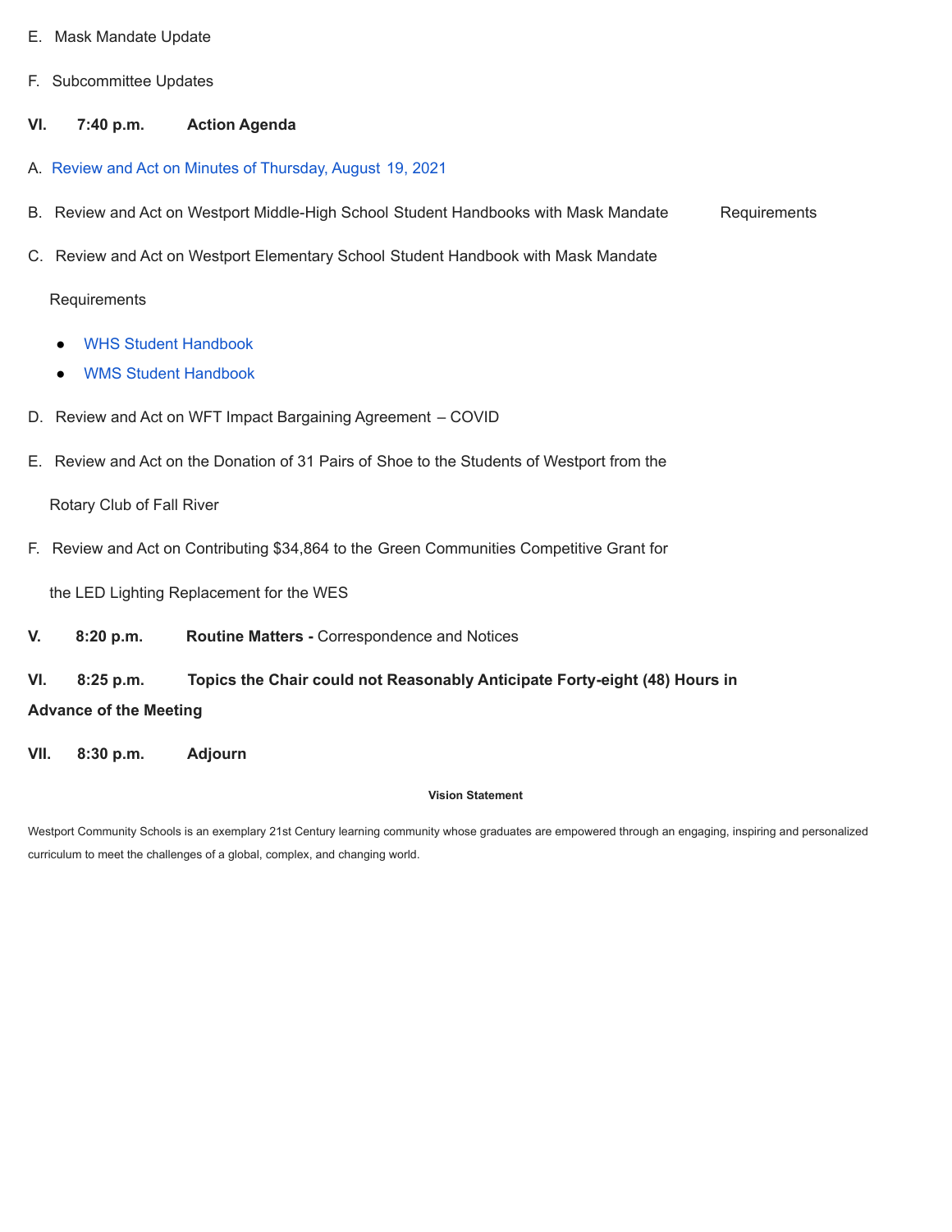E. Mask Mandate Update

F. Subcommittee Updates

**VI. 7:40 p.m. Action Agenda**

A. Review and Act on Minutes of Thursday, August 19, 2021

B. Review and Act on Westport Middle-High School Student Handbooks with Mask Mandate Requirements

C. Review and Act on Westport Elementary School Student Handbook with Mask Mandate Requirements

- WHS Student Handbook
- WMS Student Handbook

D. Review and Act on WFT Impact Bargaining Agreement – COVID

E. Review and Act on the Donation of 31 Pairs of Shoe to the Students of Westport from the Rotary Club of Fall River

F. Review and Act on Contributing $34,864 to the Green Communities Competitive Grant for the LED Lighting Replacement for the WES

**V. 8:20 p.m. Routine Matters -** Correspondence and Notices

**VI. 8:25 p.m. Topics the Chair could not Reasonably Anticipate Forty-eight (48) Hours in Advance of the Meeting**

**VII. 8:30 p.m. Adjourn**

**Vision Statement**

Westport Community Schools is an exemplary 21st Century learning community whose graduates are empowered through an engaging, inspiring and personalized curriculum to meet the challenges of a global, complex, and changing world.